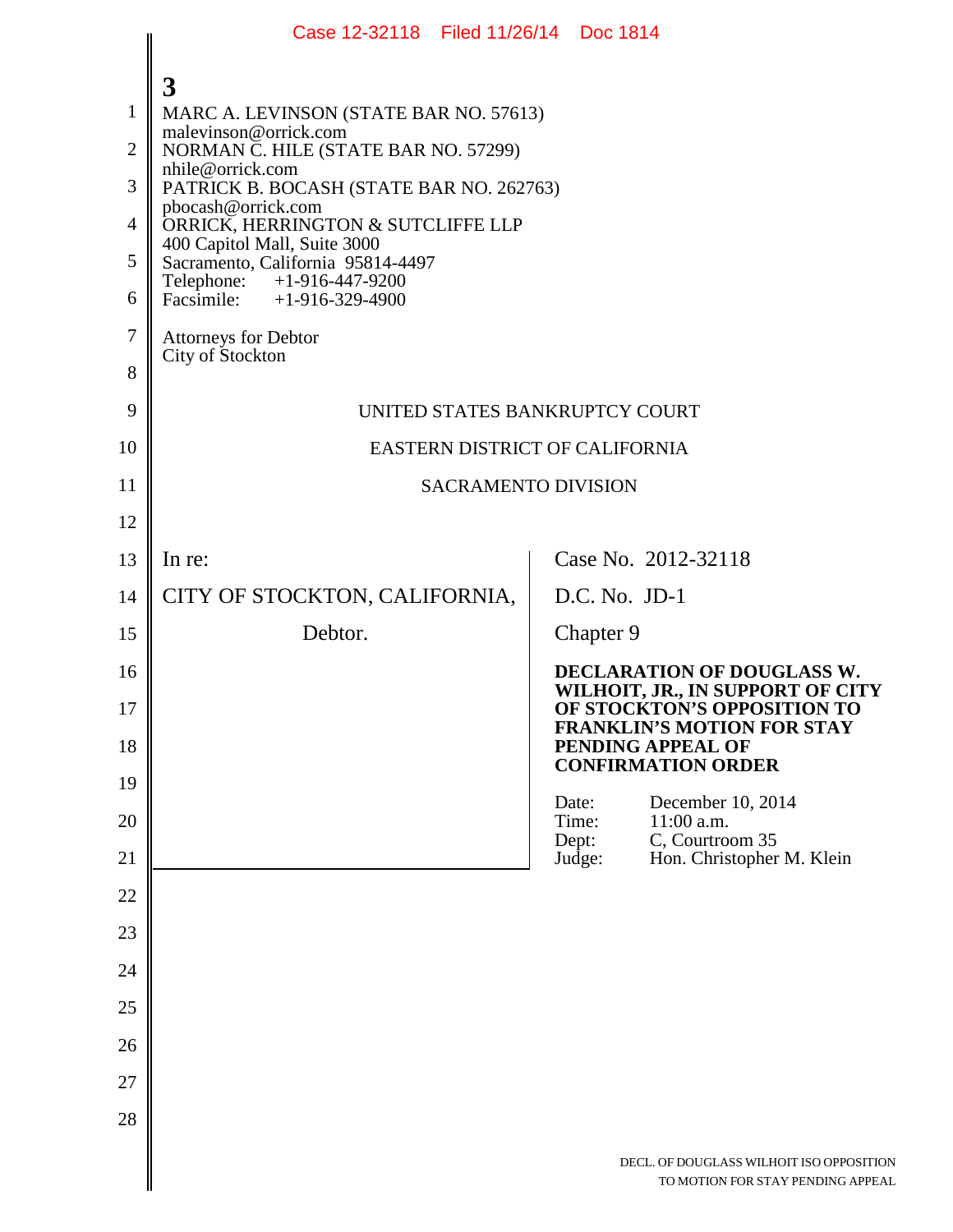3

MARC A. LEVINSON (STATE BAR NO. 57613)
malevinson@orrick.com
NORMAN C. HILE (STATE BAR NO. 57299)
nhile@orrick.com
PATRICK B. BOCASH (STATE BAR NO. 262763)
pbocash@orrick.com
ORRICK, HERRINGTON & SUTCLIFFE LLP
400 Capitol Mall, Suite 3000
Sacramento, California 95814-4497
Telephone: +1-916-447-9200
Facsimile: +1-916-329-4900

Attorneys for Debtor
City of Stockton

UNITED STATES BANKRUPTCY COURT

EASTERN DISTRICT OF CALIFORNIA

SACRAMENTO DIVISION

In re:

CITY OF STOCKTON, CALIFORNIA,

Debtor.

Case No. 2012-32118

D.C. No. JD-1

Chapter 9

**DECLARATION OF DOUGLASS W. WILHOIT, JR., IN SUPPORT OF CITY OF STOCKTON'S OPPOSITION TO FRANKLIN'S MOTION FOR STAY PENDING APPEAL OF CONFIRMATION ORDER**

Date: December 10, 2014
Time: 11:00 a.m.
Dept: C, Courtroom 35
Judge: Hon. Christopher M. Klein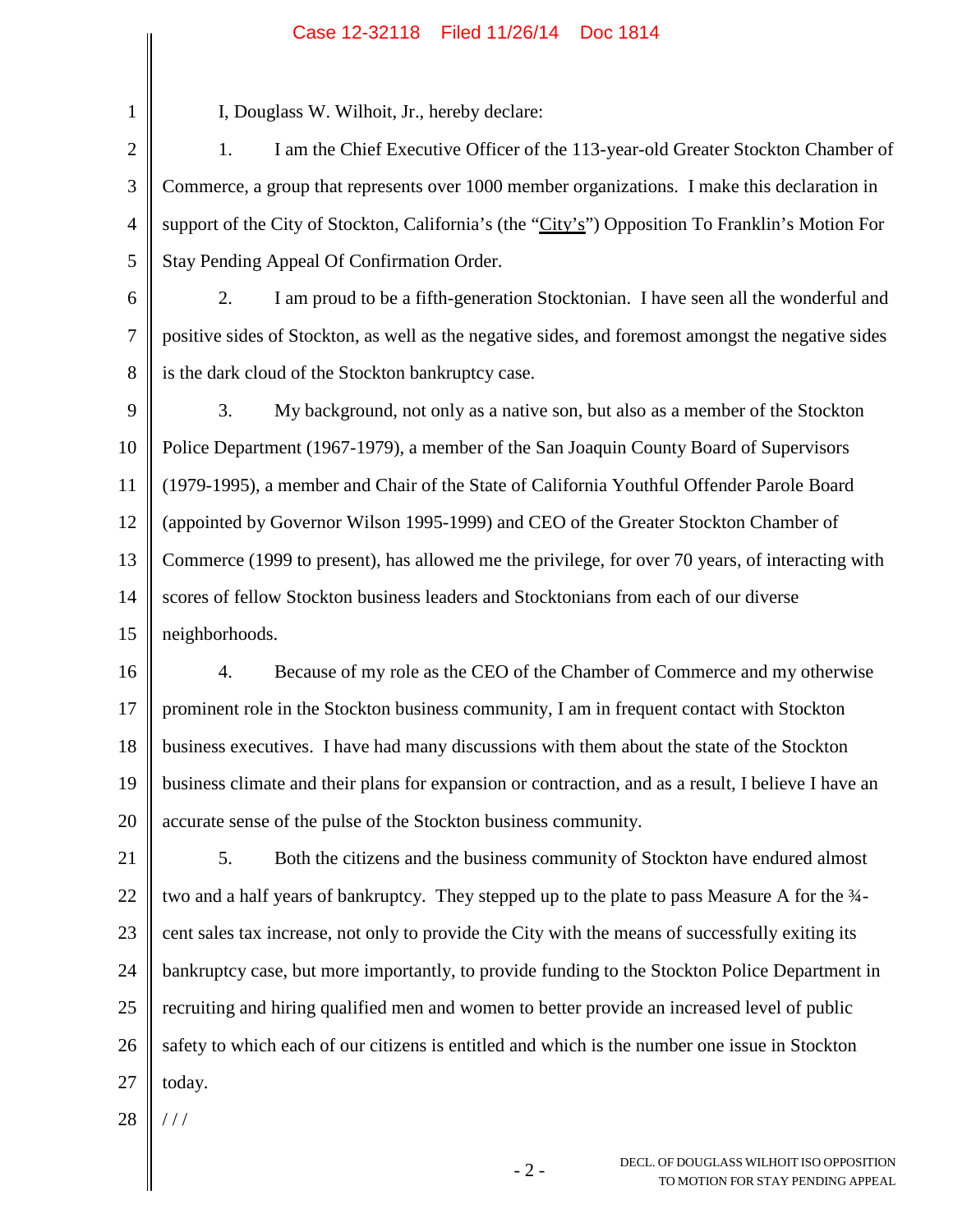I, Douglass W. Wilhoit, Jr., hereby declare:

1. I am the Chief Executive Officer of the 113-year-old Greater Stockton Chamber of Commerce, a group that represents over 1000 member organizations. I make this declaration in support of the City of Stockton, California's (the "City's") Opposition To Franklin's Motion For Stay Pending Appeal Of Confirmation Order.

2. I am proud to be a fifth-generation Stocktonian. I have seen all the wonderful and positive sides of Stockton, as well as the negative sides, and foremost amongst the negative sides is the dark cloud of the Stockton bankruptcy case.

3. My background, not only as a native son, but also as a member of the Stockton Police Department (1967-1979), a member of the San Joaquin County Board of Supervisors (1979-1995), a member and Chair of the State of California Youthful Offender Parole Board (appointed by Governor Wilson 1995-1999) and CEO of the Greater Stockton Chamber of Commerce (1999 to present), has allowed me the privilege, for over 70 years, of interacting with scores of fellow Stockton business leaders and Stocktonians from each of our diverse neighborhoods.

4. Because of my role as the CEO of the Chamber of Commerce and my otherwise prominent role in the Stockton business community, I am in frequent contact with Stockton business executives. I have had many discussions with them about the state of the Stockton business climate and their plans for expansion or contraction, and as a result, I believe I have an accurate sense of the pulse of the Stockton business community.

5. Both the citizens and the business community of Stockton have endured almost two and a half years of bankruptcy. They stepped up to the plate to pass Measure A for the ¾-cent sales tax increase, not only to provide the City with the means of successfully exiting its bankruptcy case, but more importantly, to provide funding to the Stockton Police Department in recruiting and hiring qualified men and women to better provide an increased level of public safety to which each of our citizens is entitled and which is the number one issue in Stockton today.

/ / /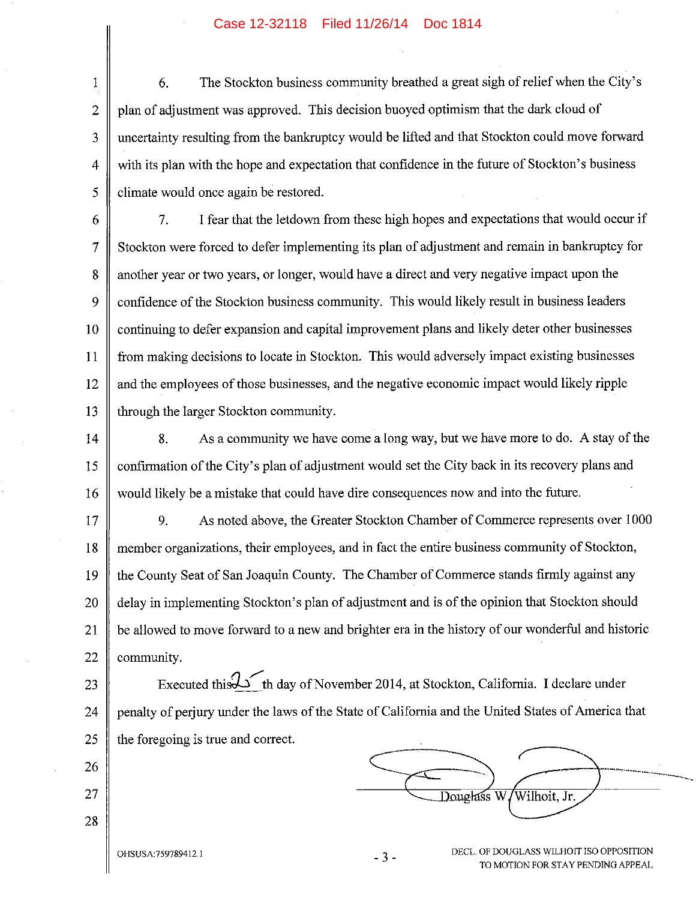6. The Stockton business community breathed a great sigh of relief when the City's plan of adjustment was approved. This decision buoyed optimism that the dark cloud of uncertainty resulting from the bankruptcy would be lifted and that Stockton could move forward with its plan with the hope and expectation that confidence in the future of Stockton's business climate would once again be restored.

7. I fear that the letdown from these high hopes and expectations that would occur if Stockton were forced to defer implementing its plan of adjustment and remain in bankruptcy for another year or two years, or longer, would have a direct and very negative impact upon the confidence of the Stockton business community. This would likely result in business leaders continuing to defer expansion and capital improvement plans and likely deter other businesses from making decisions to locate in Stockton. This would adversely impact existing businesses and the employees of those businesses, and the negative economic impact would likely ripple through the larger Stockton community.

8. As a community we have come a long way, but we have more to do. A stay of the confirmation of the City's plan of adjustment would set the City back in its recovery plans and would likely be a mistake that could have dire consequences now and into the future.

9. As noted above, the Greater Stockton Chamber of Commerce represents over 1000 member organizations, their employees, and in fact the entire business community of Stockton, the County Seat of San Joaquin County. The Chamber of Commerce stands firmly against any delay in implementing Stockton's plan of adjustment and is of the opinion that Stockton should be allowed to move forward to a new and brighter era in the history of our wonderful and historic community.

Executed this 25th day of November 2014, at Stockton, California. I declare under penalty of perjury under the laws of the State of California and the United States of America that the foregoing is true and correct.

Douglass W. Wilhoit, Jr.

OHSUSA:759789412.1

DECL. OF DOUGLASS WILHOIT ISO OPPOSITION TO MOTION FOR STAY PENDING APPEAL